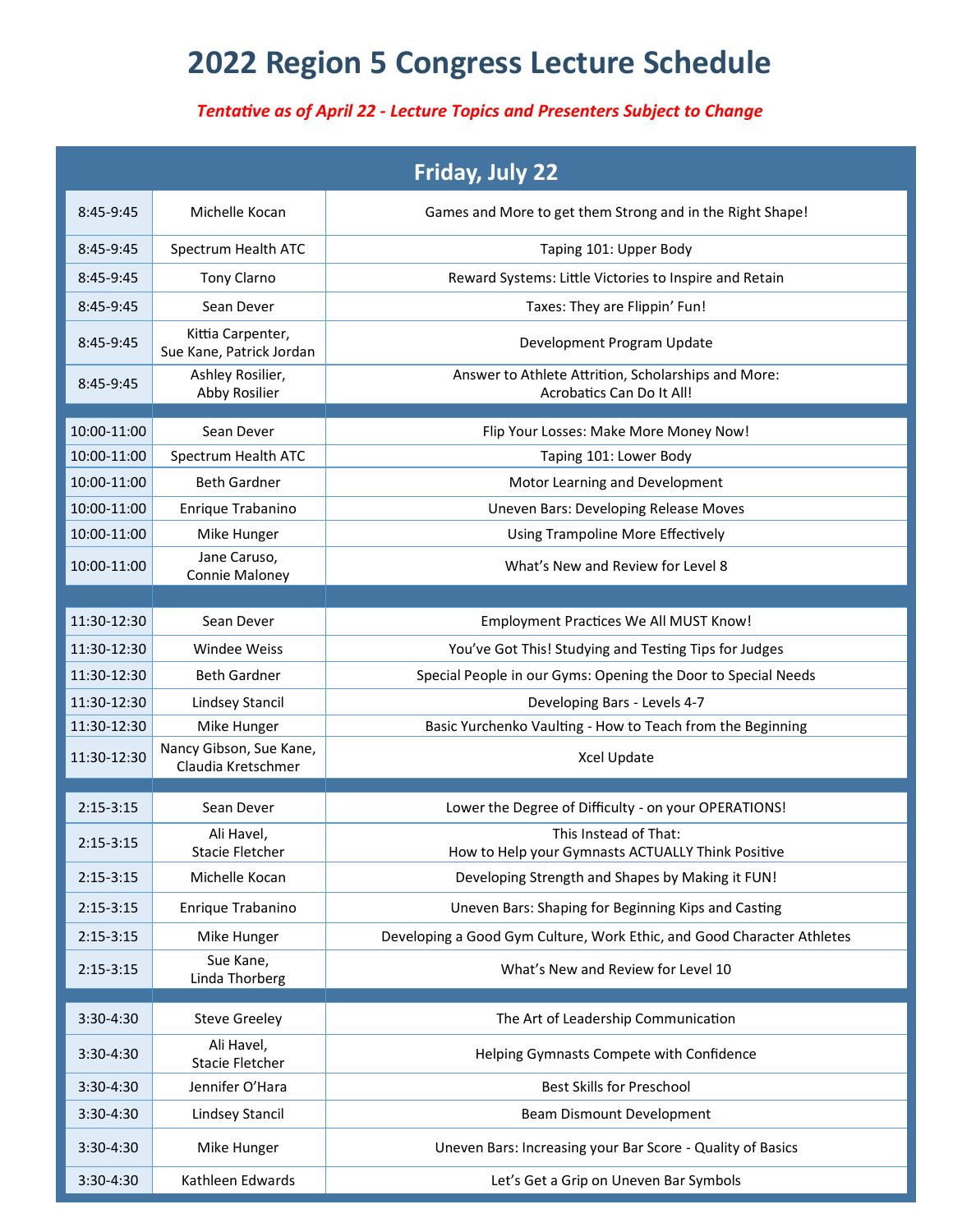# 2022 Region 5 Congress Lecture Schedule

***Tentative as of April 22 - Lecture Topics and Presenters Subject to Change***

| Friday, July 22 | | |
|---|---|---|
| 8:45-9:45 | Michelle Kocan | Games and More to get them Strong and in the Right Shape! |
| 8:45-9:45 | Spectrum Health ATC | Taping 101: Upper Body |
| 8:45-9:45 | Tony Clarno | Reward Systems: Little Victories to Inspire and Retain |
| 8:45-9:45 | Sean Dever | Taxes: They are Flippin' Fun! |
| 8:45-9:45 | Kittia Carpenter, Sue Kane, Patrick Jordan | Development Program Update |
| 8:45-9:45 | Ashley Rosilier, Abby Rosilier | Answer to Athlete Attrition, Scholarships and More: Acrobatics Can Do It All! |
| | | |
| 10:00-11:00 | Sean Dever | Flip Your Losses: Make More Money Now! |
| 10:00-11:00 | Spectrum Health ATC | Taping 101: Lower Body |
| 10:00-11:00 | Beth Gardner | Motor Learning and Development |
| 10:00-11:00 | Enrique Trabanino | Uneven Bars: Developing Release Moves |
| 10:00-11:00 | Mike Hunger | Using Trampoline More Effectively |
| 10:00-11:00 | Jane Caruso, Connie Maloney | What's New and Review for Level 8 |
| | | |
| 11:30-12:30 | Sean Dever | Employment Practices We All MUST Know! |
| 11:30-12:30 | Windee Weiss | You've Got This! Studying and Testing Tips for Judges |
| 11:30-12:30 | Beth Gardner | Special People in our Gyms: Opening the Door to Special Needs |
| 11:30-12:30 | Lindsey Stancil | Developing Bars - Levels 4-7 |
| 11:30-12:30 | Mike Hunger | Basic Yurchenko Vaulting - How to Teach from the Beginning |
| 11:30-12:30 | Nancy Gibson, Sue Kane, Claudia Kretschmer | Xcel Update |
| | | |
| 2:15-3:15 | Sean Dever | Lower the Degree of Difficulty - on your OPERATIONS! |
| 2:15-3:15 | Ali Havel, Stacie Fletcher | This Instead of That: How to Help your Gymnasts ACTUALLY Think Positive |
| 2:15-3:15 | Michelle Kocan | Developing Strength and Shapes by Making it FUN! |
| 2:15-3:15 | Enrique Trabanino | Uneven Bars: Shaping for Beginning Kips and Casting |
| 2:15-3:15 | Mike Hunger | Developing a Good Gym Culture, Work Ethic, and Good Character Athletes |
| 2:15-3:15 | Sue Kane, Linda Thorberg | What's New and Review for Level 10 |
| | | |
| 3:30-4:30 | Steve Greeley | The Art of Leadership Communication |
| 3:30-4:30 | Ali Havel, Stacie Fletcher | Helping Gymnasts Compete with Confidence |
| 3:30-4:30 | Jennifer O'Hara | Best Skills for Preschool |
| 3:30-4:30 | Lindsey Stancil | Beam Dismount Development |
| 3:30-4:30 | Mike Hunger | Uneven Bars: Increasing your Bar Score - Quality of Basics |
| 3:30-4:30 | Kathleen Edwards | Let's Get a Grip on Uneven Bar Symbols |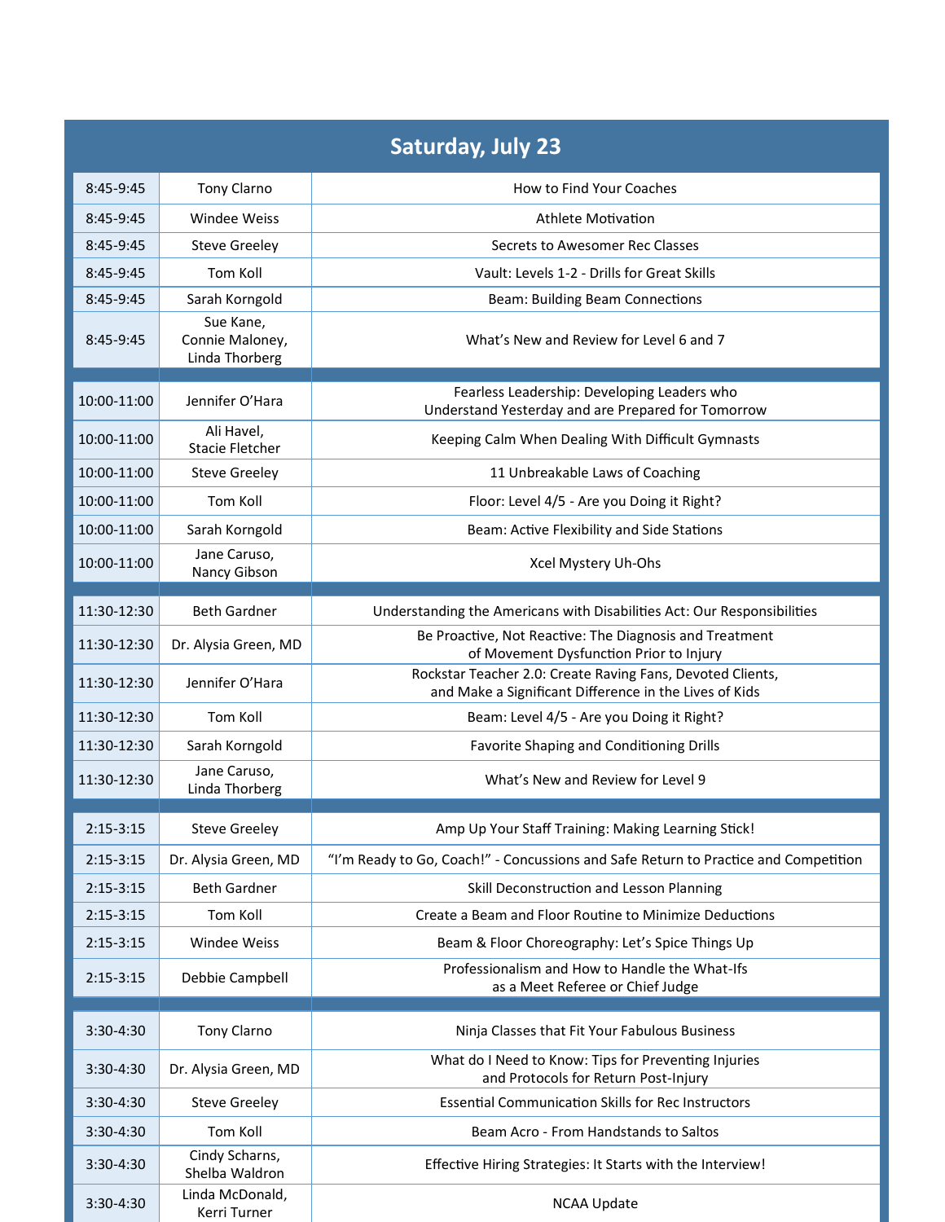## Saturday, July 23

| Time | Presenter | Session |
|---|---|---|
| 8:45-9:45 | Tony Clarno | How to Find Your Coaches |
| 8:45-9:45 | Windee Weiss | Athlete Motivation |
| 8:45-9:45 | Steve Greeley | Secrets to Awesomer Rec Classes |
| 8:45-9:45 | Tom Koll | Vault: Levels 1-2 - Drills for Great Skills |
| 8:45-9:45 | Sarah Korngold | Beam: Building Beam Connections |
| 8:45-9:45 | Sue Kane, Connie Maloney, Linda Thorberg | What's New and Review for Level 6 and 7 |
| | | |
| 10:00-11:00 | Jennifer O'Hara | Fearless Leadership: Developing Leaders who Understand Yesterday and are Prepared for Tomorrow |
| 10:00-11:00 | Ali Havel, Stacie Fletcher | Keeping Calm When Dealing With Difficult Gymnasts |
| 10:00-11:00 | Steve Greeley | 11 Unbreakable Laws of Coaching |
| 10:00-11:00 | Tom Koll | Floor: Level 4/5 - Are you Doing it Right? |
| 10:00-11:00 | Sarah Korngold | Beam: Active Flexibility and Side Stations |
| 10:00-11:00 | Jane Caruso, Nancy Gibson | Xcel Mystery Uh-Ohs |
| | | |
| 11:30-12:30 | Beth Gardner | Understanding the Americans with Disabilities Act: Our Responsibilities |
| 11:30-12:30 | Dr. Alysia Green, MD | Be Proactive, Not Reactive: The Diagnosis and Treatment of Movement Dysfunction Prior to Injury |
| 11:30-12:30 | Jennifer O'Hara | Rockstar Teacher 2.0: Create Raving Fans, Devoted Clients, and Make a Significant Difference in the Lives of Kids |
| 11:30-12:30 | Tom Koll | Beam: Level 4/5 - Are you Doing it Right? |
| 11:30-12:30 | Sarah Korngold | Favorite Shaping and Conditioning Drills |
| 11:30-12:30 | Jane Caruso, Linda Thorberg | What's New and Review for Level 9 |
| | | |
| 2:15-3:15 | Steve Greeley | Amp Up Your Staff Training: Making Learning Stick! |
| 2:15-3:15 | Dr. Alysia Green, MD | "I'm Ready to Go, Coach!" - Concussions and Safe Return to Practice and Competition |
| 2:15-3:15 | Beth Gardner | Skill Deconstruction and Lesson Planning |
| 2:15-3:15 | Tom Koll | Create a Beam and Floor Routine to Minimize Deductions |
| 2:15-3:15 | Windee Weiss | Beam & Floor Choreography: Let's Spice Things Up |
| 2:15-3:15 | Debbie Campbell | Professionalism and How to Handle the What-Ifs as a Meet Referee or Chief Judge |
| | | |
| 3:30-4:30 | Tony Clarno | Ninja Classes that Fit Your Fabulous Business |
| 3:30-4:30 | Dr. Alysia Green, MD | What do I Need to Know: Tips for Preventing Injuries and Protocols for Return Post-Injury |
| 3:30-4:30 | Steve Greeley | Essential Communication Skills for Rec Instructors |
| 3:30-4:30 | Tom Koll | Beam Acro - From Handstands to Saltos |
| 3:30-4:30 | Cindy Scharns, Shelba Waldron | Effective Hiring Strategies: It Starts with the Interview! |
| 3:30-4:30 | Linda McDonald, Kerri Turner | NCAA Update |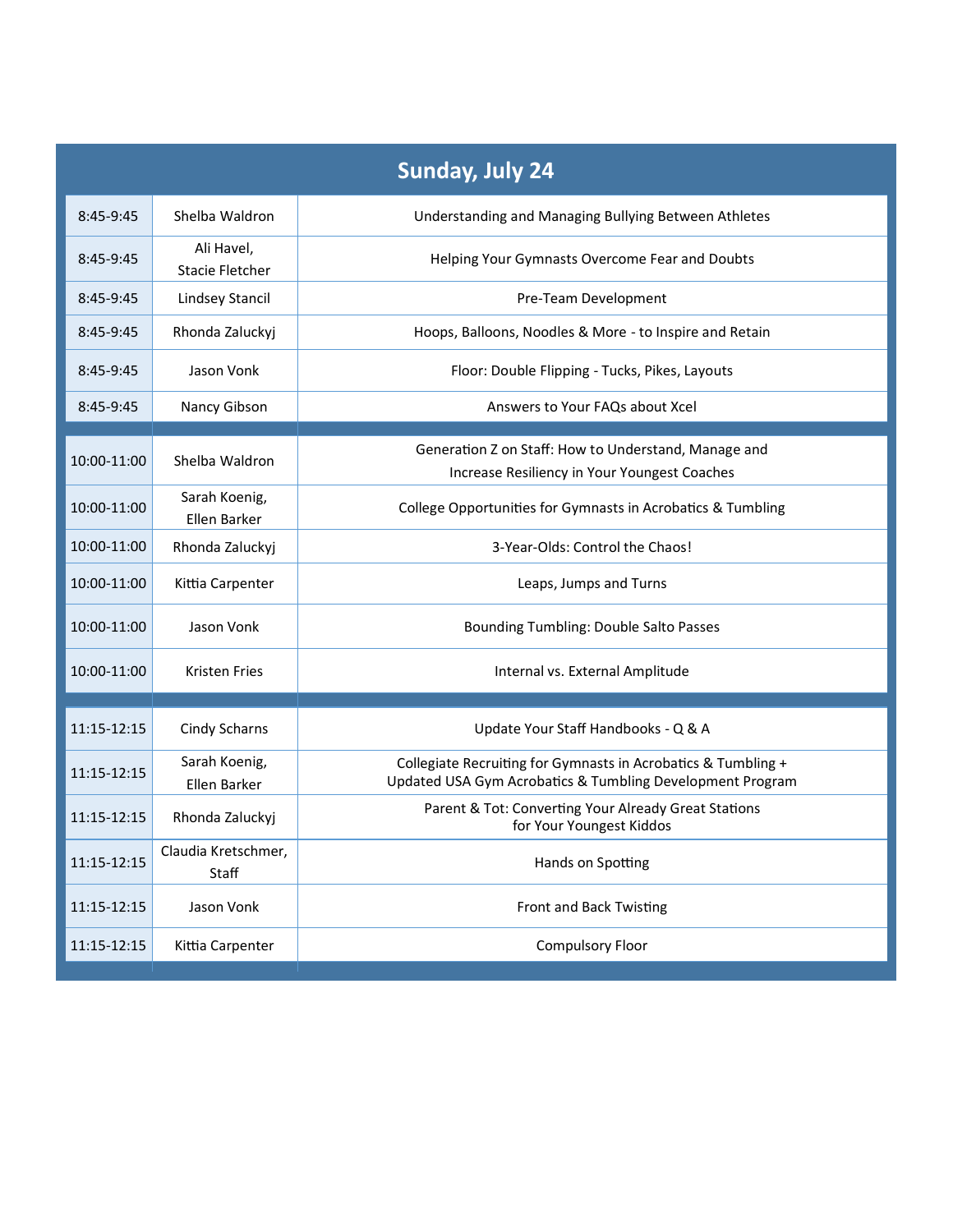## Sunday, July 24

| | | |
|---|---|---|
| 8:45-9:45 | Shelba Waldron | Understanding and Managing Bullying Between Athletes |
| 8:45-9:45 | Ali Havel, Stacie Fletcher | Helping Your Gymnasts Overcome Fear and Doubts |
| 8:45-9:45 | Lindsey Stancil | Pre-Team Development |
| 8:45-9:45 | Rhonda Zaluckyj | Hoops, Balloons, Noodles & More - to Inspire and Retain |
| 8:45-9:45 | Jason Vonk | Floor: Double Flipping - Tucks, Pikes, Layouts |
| 8:45-9:45 | Nancy Gibson | Answers to Your FAQs about Xcel |
| 10:00-11:00 | Shelba Waldron | Generation Z on Staff: How to Understand, Manage and Increase Resiliency in Your Youngest Coaches |
| 10:00-11:00 | Sarah Koenig, Ellen Barker | College Opportunities for Gymnasts in Acrobatics & Tumbling |
| 10:00-11:00 | Rhonda Zaluckyj | 3-Year-Olds: Control the Chaos! |
| 10:00-11:00 | Kittia Carpenter | Leaps, Jumps and Turns |
| 10:00-11:00 | Jason Vonk | Bounding Tumbling: Double Salto Passes |
| 10:00-11:00 | Kristen Fries | Internal vs. External Amplitude |
| 11:15-12:15 | Cindy Scharns | Update Your Staff Handbooks - Q & A |
| 11:15-12:15 | Sarah Koenig, Ellen Barker | Collegiate Recruiting for Gymnasts in Acrobatics & Tumbling + Updated USA Gym Acrobatics & Tumbling Development Program |
| 11:15-12:15 | Rhonda Zaluckyj | Parent & Tot: Converting Your Already Great Stations for Your Youngest Kiddos |
| 11:15-12:15 | Claudia Kretschmer, Staff | Hands on Spotting |
| 11:15-12:15 | Jason Vonk | Front and Back Twisting |
| 11:15-12:15 | Kittia Carpenter | Compulsory Floor |